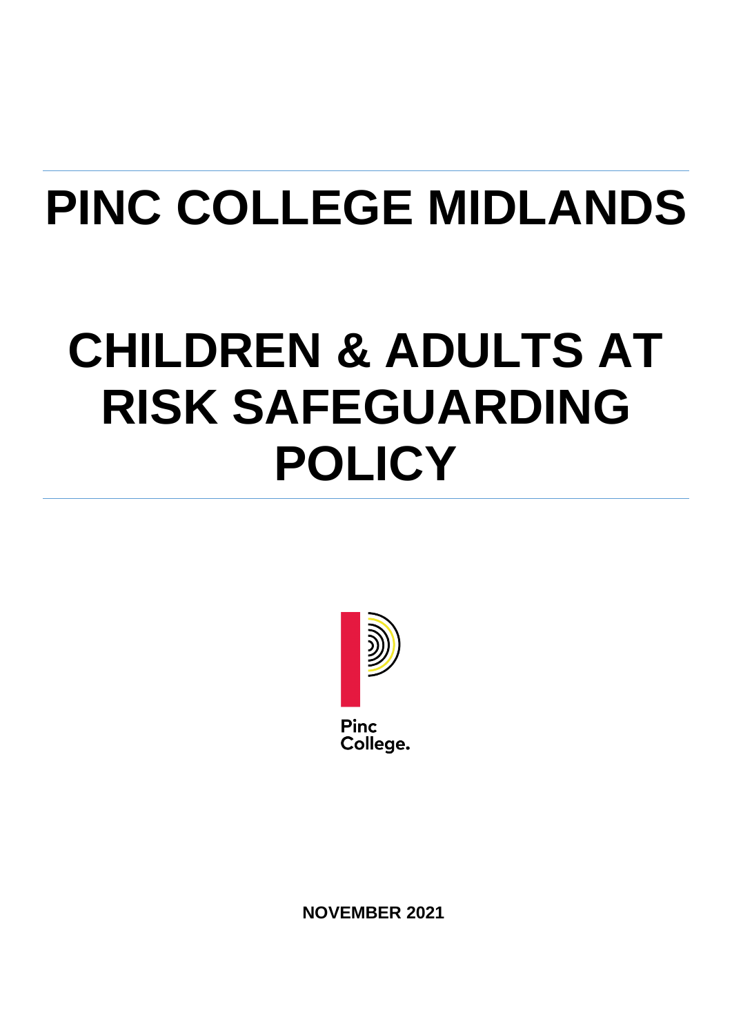# PINC COLLEGE MIDLANDS

# CHILDREN & ADULTS AT RISK SAFEGUARDING POLICY

Pinc College.

**NOVEMBER 2021**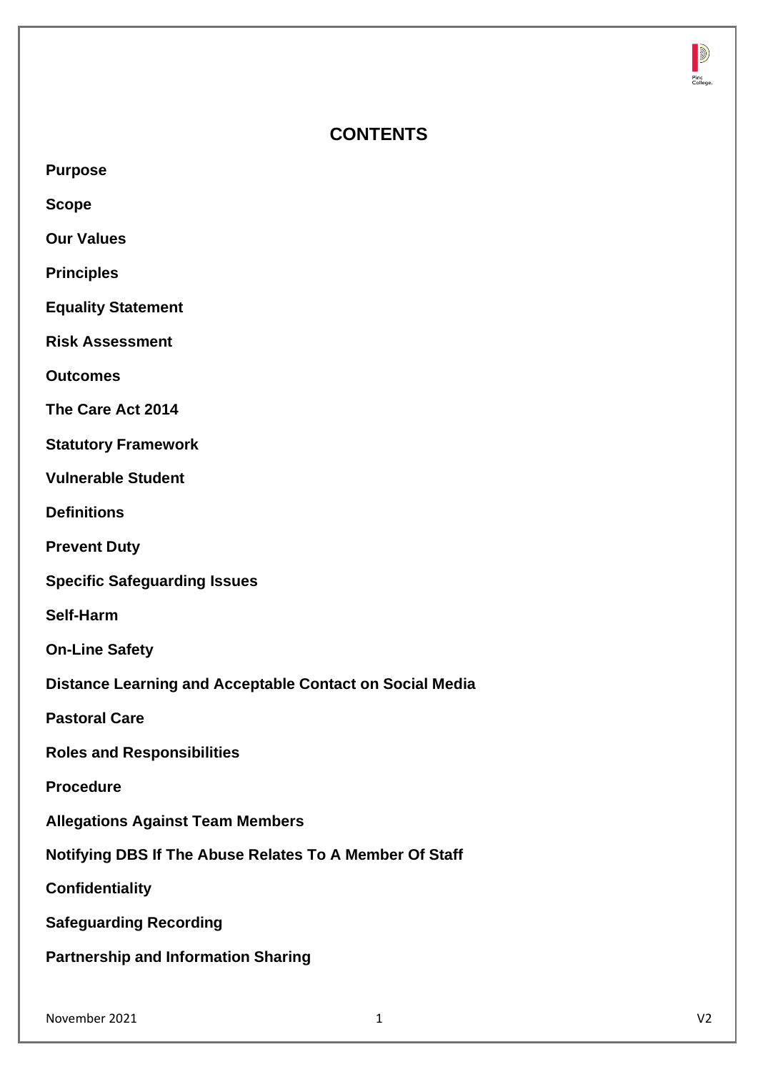## CONTENTS

**Purpose**

**Scope**

**Our Values**

**Principles**

**Equality Statement**

**Risk Assessment**

**Outcomes**

**The Care Act 2014**

**Statutory Framework**

**Vulnerable Student**

**Definitions**

**Prevent Duty**

**Specific Safeguarding Issues**

**Self-Harm**

**On-Line Safety**

**Distance Learning and Acceptable Contact on Social Media**

**Pastoral Care**

**Roles and Responsibilities**

**Procedure**

**Allegations Against Team Members**

**Notifying DBS If The Abuse Relates To A Member Of Staff**

**Confidentiality**

**Safeguarding Recording**

**Partnership and Information Sharing**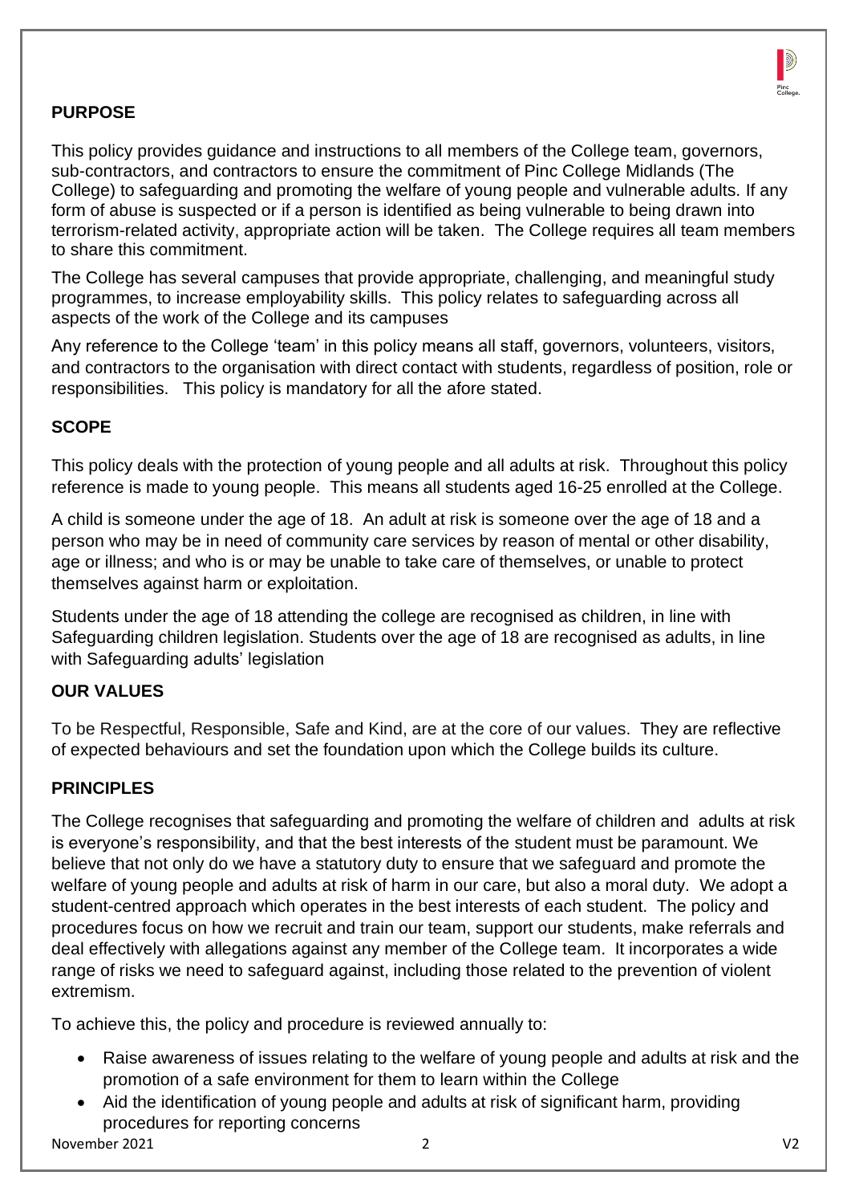## PURPOSE

This policy provides guidance and instructions to all members of the College team, governors, sub-contractors, and contractors to ensure the commitment of Pinc College Midlands (The College) to safeguarding and promoting the welfare of young people and vulnerable adults. If any form of abuse is suspected or if a person is identified as being vulnerable to being drawn into terrorism-related activity, appropriate action will be taken. The College requires all team members to share this commitment.

The College has several campuses that provide appropriate, challenging, and meaningful study programmes, to increase employability skills. This policy relates to safeguarding across all aspects of the work of the College and its campuses

Any reference to the College 'team' in this policy means all staff, governors, volunteers, visitors, and contractors to the organisation with direct contact with students, regardless of position, role or responsibilities. This policy is mandatory for all the afore stated.

## SCOPE

This policy deals with the protection of young people and all adults at risk. Throughout this policy reference is made to young people. This means all students aged 16-25 enrolled at the College.

A child is someone under the age of 18. An adult at risk is someone over the age of 18 and a person who may be in need of community care services by reason of mental or other disability, age or illness; and who is or may be unable to take care of themselves, or unable to protect themselves against harm or exploitation.

Students under the age of 18 attending the college are recognised as children, in line with Safeguarding children legislation. Students over the age of 18 are recognised as adults, in line with Safeguarding adults' legislation

## OUR VALUES

To be Respectful, Responsible, Safe and Kind, are at the core of our values. They are reflective of expected behaviours and set the foundation upon which the College builds its culture.

## PRINCIPLES

The College recognises that safeguarding and promoting the welfare of children and adults at risk is everyone's responsibility, and that the best interests of the student must be paramount. We believe that not only do we have a statutory duty to ensure that we safeguard and promote the welfare of young people and adults at risk of harm in our care, but also a moral duty. We adopt a student-centred approach which operates in the best interests of each student. The policy and procedures focus on how we recruit and train our team, support our students, make referrals and deal effectively with allegations against any member of the College team. It incorporates a wide range of risks we need to safeguard against, including those related to the prevention of violent extremism.

To achieve this, the policy and procedure is reviewed annually to:

- Raise awareness of issues relating to the welfare of young people and adults at risk and the promotion of a safe environment for them to learn within the College
- Aid the identification of young people and adults at risk of significant harm, providing procedures for reporting concerns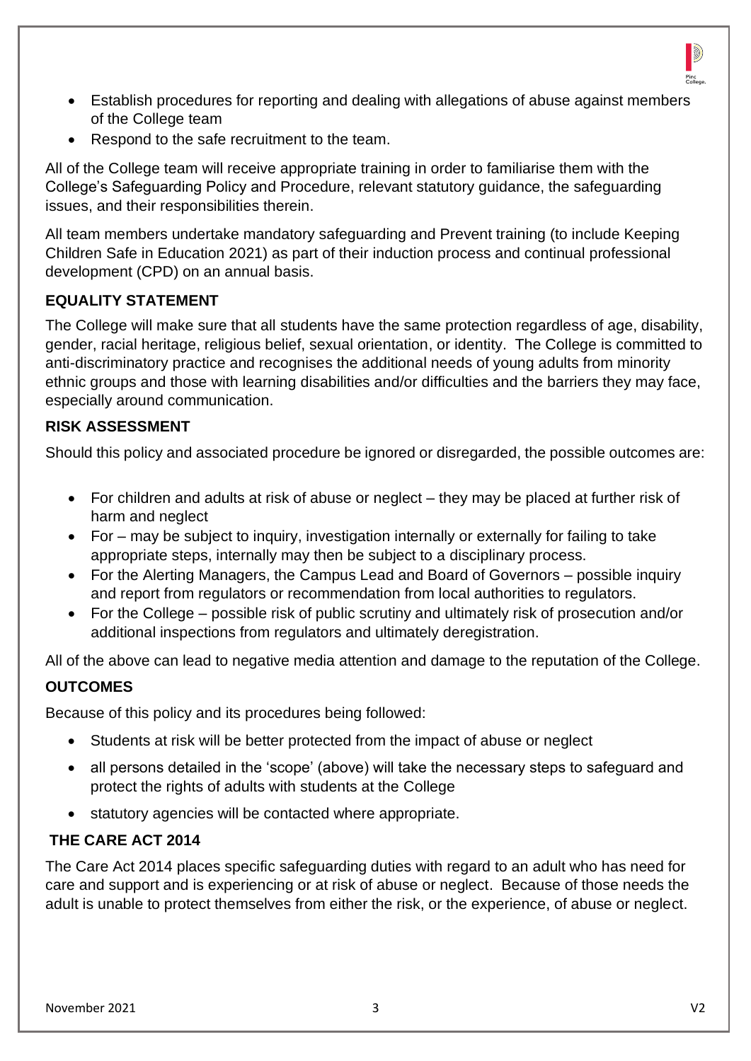- Establish procedures for reporting and dealing with allegations of abuse against members of the College team
- Respond to the safe recruitment to the team.

All of the College team will receive appropriate training in order to familiarise them with the College's Safeguarding Policy and Procedure, relevant statutory guidance, the safeguarding issues, and their responsibilities therein.

All team members undertake mandatory safeguarding and Prevent training (to include Keeping Children Safe in Education 2021) as part of their induction process and continual professional development (CPD) on an annual basis.

## EQUALITY STATEMENT

The College will make sure that all students have the same protection regardless of age, disability, gender, racial heritage, religious belief, sexual orientation, or identity. The College is committed to anti-discriminatory practice and recognises the additional needs of young adults from minority ethnic groups and those with learning disabilities and/or difficulties and the barriers they may face, especially around communication.

## RISK ASSESSMENT

Should this policy and associated procedure be ignored or disregarded, the possible outcomes are:

- For children and adults at risk of abuse or neglect – they may be placed at further risk of harm and neglect
- For – may be subject to inquiry, investigation internally or externally for failing to take appropriate steps, internally may then be subject to a disciplinary process.
- For the Alerting Managers, the Campus Lead and Board of Governors – possible inquiry and report from regulators or recommendation from local authorities to regulators.
- For the College – possible risk of public scrutiny and ultimately risk of prosecution and/or additional inspections from regulators and ultimately deregistration.

All of the above can lead to negative media attention and damage to the reputation of the College.

## OUTCOMES

Because of this policy and its procedures being followed:

- Students at risk will be better protected from the impact of abuse or neglect
- all persons detailed in the 'scope' (above) will take the necessary steps to safeguard and protect the rights of adults with students at the College
- statutory agencies will be contacted where appropriate.

## THE CARE ACT 2014

The Care Act 2014 places specific safeguarding duties with regard to an adult who has need for care and support and is experiencing or at risk of abuse or neglect. Because of those needs the adult is unable to protect themselves from either the risk, or the experience, of abuse or neglect.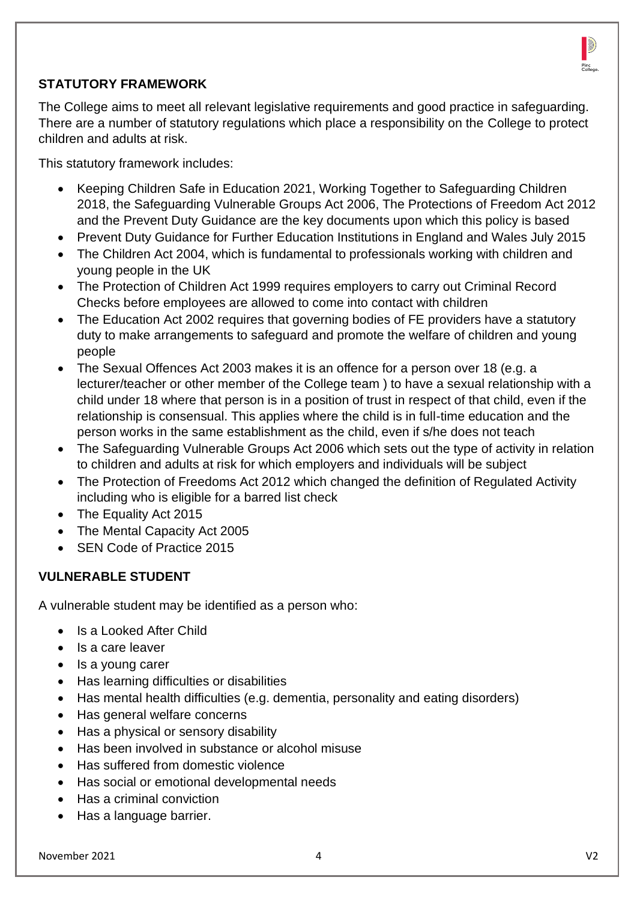## STATUTORY FRAMEWORK

The College aims to meet all relevant legislative requirements and good practice in safeguarding. There are a number of statutory regulations which place a responsibility on the College to protect children and adults at risk.

This statutory framework includes:

- Keeping Children Safe in Education 2021, Working Together to Safeguarding Children 2018, the Safeguarding Vulnerable Groups Act 2006, The Protections of Freedom Act 2012 and the Prevent Duty Guidance are the key documents upon which this policy is based
- Prevent Duty Guidance for Further Education Institutions in England and Wales July 2015
- The Children Act 2004, which is fundamental to professionals working with children and young people in the UK
- The Protection of Children Act 1999 requires employers to carry out Criminal Record Checks before employees are allowed to come into contact with children
- The Education Act 2002 requires that governing bodies of FE providers have a statutory duty to make arrangements to safeguard and promote the welfare of children and young people
- The Sexual Offences Act 2003 makes it is an offence for a person over 18 (e.g. a lecturer/teacher or other member of the College team ) to have a sexual relationship with a child under 18 where that person is in a position of trust in respect of that child, even if the relationship is consensual. This applies where the child is in full-time education and the person works in the same establishment as the child, even if s/he does not teach
- The Safeguarding Vulnerable Groups Act 2006 which sets out the type of activity in relation to children and adults at risk for which employers and individuals will be subject
- The Protection of Freedoms Act 2012 which changed the definition of Regulated Activity including who is eligible for a barred list check
- The Equality Act 2015
- The Mental Capacity Act 2005
- SEN Code of Practice 2015

## VULNERABLE STUDENT

A vulnerable student may be identified as a person who:

- Is a Looked After Child
- Is a care leaver
- Is a young carer
- Has learning difficulties or disabilities
- Has mental health difficulties (e.g. dementia, personality and eating disorders)
- Has general welfare concerns
- Has a physical or sensory disability
- Has been involved in substance or alcohol misuse
- Has suffered from domestic violence
- Has social or emotional developmental needs
- Has a criminal conviction
- Has a language barrier.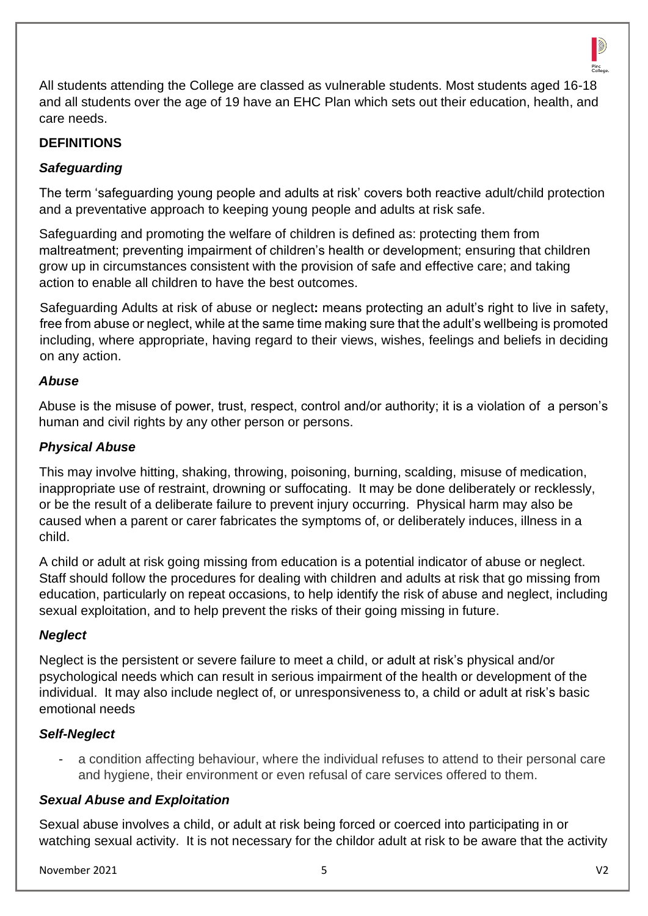All students attending the College are classed as vulnerable students. Most students aged 16-18 and all students over the age of 19 have an EHC Plan which sets out their education, health, and care needs.

**DEFINITIONS**

***Safeguarding***

The term 'safeguarding young people and adults at risk' covers both reactive adult/child protection and a preventative approach to keeping young people and adults at risk safe.

Safeguarding and promoting the welfare of children is defined as: protecting them from maltreatment; preventing impairment of children's health or development; ensuring that children grow up in circumstances consistent with the provision of safe and effective care; and taking action to enable all children to have the best outcomes.

Safeguarding Adults at risk of abuse or neglect**:** means protecting an adult's right to live in safety, free from abuse or neglect, while at the same time making sure that the adult's wellbeing is promoted including, where appropriate, having regard to their views, wishes, feelings and beliefs in deciding on any action.

***Abuse***

Abuse is the misuse of power, trust, respect, control and/or authority; it is a violation of a person's human and civil rights by any other person or persons.

***Physical Abuse***

This may involve hitting, shaking, throwing, poisoning, burning, scalding, misuse of medication, inappropriate use of restraint, drowning or suffocating. It may be done deliberately or recklessly, or be the result of a deliberate failure to prevent injury occurring. Physical harm may also be caused when a parent or carer fabricates the symptoms of, or deliberately induces, illness in a child.

A child or adult at risk going missing from education is a potential indicator of abuse or neglect. Staff should follow the procedures for dealing with children and adults at risk that go missing from education, particularly on repeat occasions, to help identify the risk of abuse and neglect, including sexual exploitation, and to help prevent the risks of their going missing in future.

***Neglect***

Neglect is the persistent or severe failure to meet a child, or adult at risk's physical and/or psychological needs which can result in serious impairment of the health or development of the individual. It may also include neglect of, or unresponsiveness to, a child or adult at risk's basic emotional needs

***Self-Neglect***

- a condition affecting behaviour, where the individual refuses to attend to their personal care and hygiene, their environment or even refusal of care services offered to them.

***Sexual Abuse and Exploitation***

Sexual abuse involves a child, or adult at risk being forced or coerced into participating in or watching sexual activity. It is not necessary for the childor adult at risk to be aware that the activity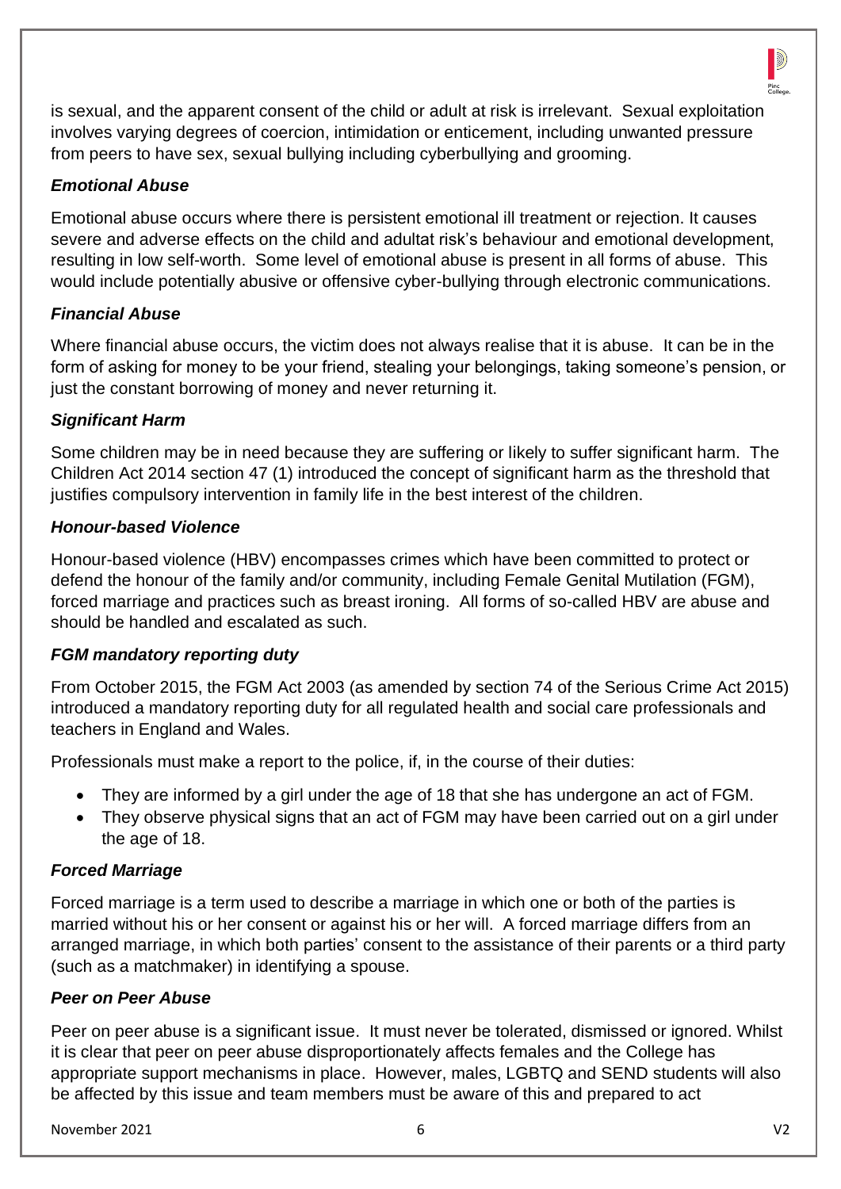is sexual, and the apparent consent of the child or adult at risk is irrelevant. Sexual exploitation involves varying degrees of coercion, intimidation or enticement, including unwanted pressure from peers to have sex, sexual bullying including cyberbullying and grooming.

### *Emotional Abuse*

Emotional abuse occurs where there is persistent emotional ill treatment or rejection. It causes severe and adverse effects on the child and adultat risk's behaviour and emotional development, resulting in low self-worth. Some level of emotional abuse is present in all forms of abuse. This would include potentially abusive or offensive cyber-bullying through electronic communications.

### *Financial Abuse*

Where financial abuse occurs, the victim does not always realise that it is abuse. It can be in the form of asking for money to be your friend, stealing your belongings, taking someone's pension, or just the constant borrowing of money and never returning it.

### *Significant Harm*

Some children may be in need because they are suffering or likely to suffer significant harm. The Children Act 2014 section 47 (1) introduced the concept of significant harm as the threshold that justifies compulsory intervention in family life in the best interest of the children.

### *Honour-based Violence*

Honour-based violence (HBV) encompasses crimes which have been committed to protect or defend the honour of the family and/or community, including Female Genital Mutilation (FGM), forced marriage and practices such as breast ironing. All forms of so-called HBV are abuse and should be handled and escalated as such.

### *FGM mandatory reporting duty*

From October 2015, the FGM Act 2003 (as amended by section 74 of the Serious Crime Act 2015) introduced a mandatory reporting duty for all regulated health and social care professionals and teachers in England and Wales.

Professionals must make a report to the police, if, in the course of their duties:

- They are informed by a girl under the age of 18 that she has undergone an act of FGM.
- They observe physical signs that an act of FGM may have been carried out on a girl under the age of 18.

### *Forced Marriage*

Forced marriage is a term used to describe a marriage in which one or both of the parties is married without his or her consent or against his or her will. A forced marriage differs from an arranged marriage, in which both parties' consent to the assistance of their parents or a third party (such as a matchmaker) in identifying a spouse.

### *Peer on Peer Abuse*

Peer on peer abuse is a significant issue. It must never be tolerated, dismissed or ignored. Whilst it is clear that peer on peer abuse disproportionately affects females and the College has appropriate support mechanisms in place. However, males, LGBTQ and SEND students will also be affected by this issue and team members must be aware of this and prepared to act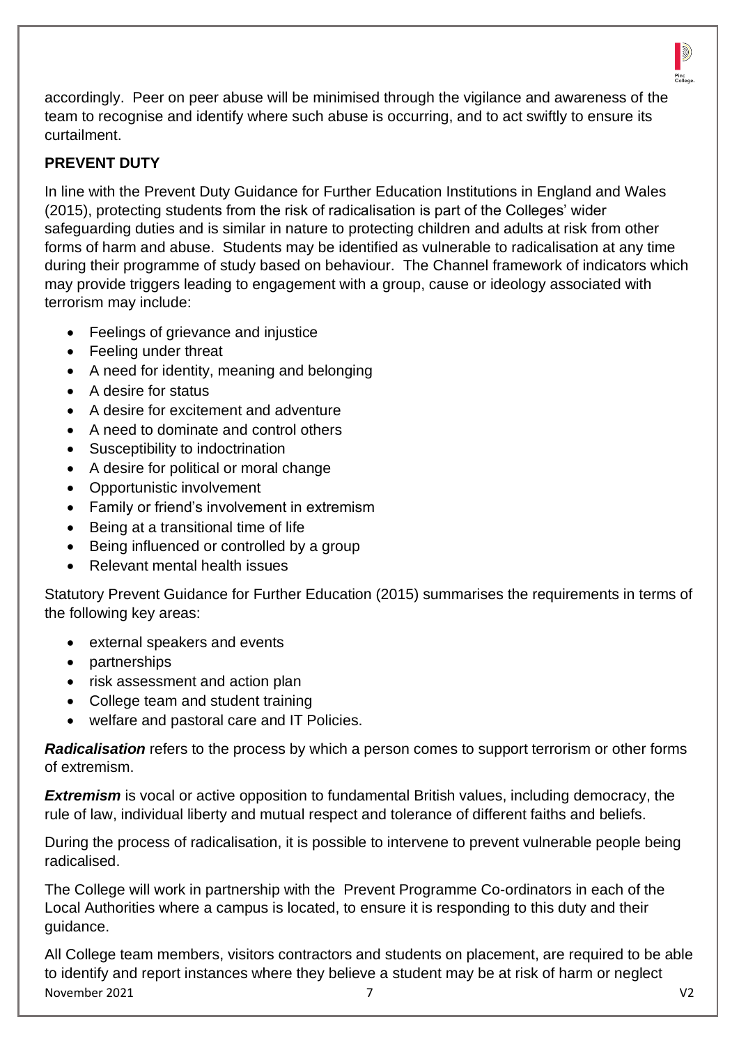accordingly. Peer on peer abuse will be minimised through the vigilance and awareness of the team to recognise and identify where such abuse is occurring, and to act swiftly to ensure its curtailment.

**PREVENT DUTY**

In line with the Prevent Duty Guidance for Further Education Institutions in England and Wales (2015), protecting students from the risk of radicalisation is part of the Colleges' wider safeguarding duties and is similar in nature to protecting children and adults at risk from other forms of harm and abuse. Students may be identified as vulnerable to radicalisation at any time during their programme of study based on behaviour. The Channel framework of indicators which may provide triggers leading to engagement with a group, cause or ideology associated with terrorism may include:

- Feelings of grievance and injustice
- Feeling under threat
- A need for identity, meaning and belonging
- A desire for status
- A desire for excitement and adventure
- A need to dominate and control others
- Susceptibility to indoctrination
- A desire for political or moral change
- Opportunistic involvement
- Family or friend's involvement in extremism
- Being at a transitional time of life
- Being influenced or controlled by a group
- Relevant mental health issues

Statutory Prevent Guidance for Further Education (2015) summarises the requirements in terms of the following key areas:

- external speakers and events
- partnerships
- risk assessment and action plan
- College team and student training
- welfare and pastoral care and IT Policies.

***Radicalisation*** refers to the process by which a person comes to support terrorism or other forms of extremism.

***Extremism*** is vocal or active opposition to fundamental British values, including democracy, the rule of law, individual liberty and mutual respect and tolerance of different faiths and beliefs.

During the process of radicalisation, it is possible to intervene to prevent vulnerable people being radicalised.

The College will work in partnership with the Prevent Programme Co-ordinators in each of the Local Authorities where a campus is located, to ensure it is responding to this duty and their guidance.

All College team members, visitors contractors and students on placement, are required to be able to identify and report instances where they believe a student may be at risk of harm or neglect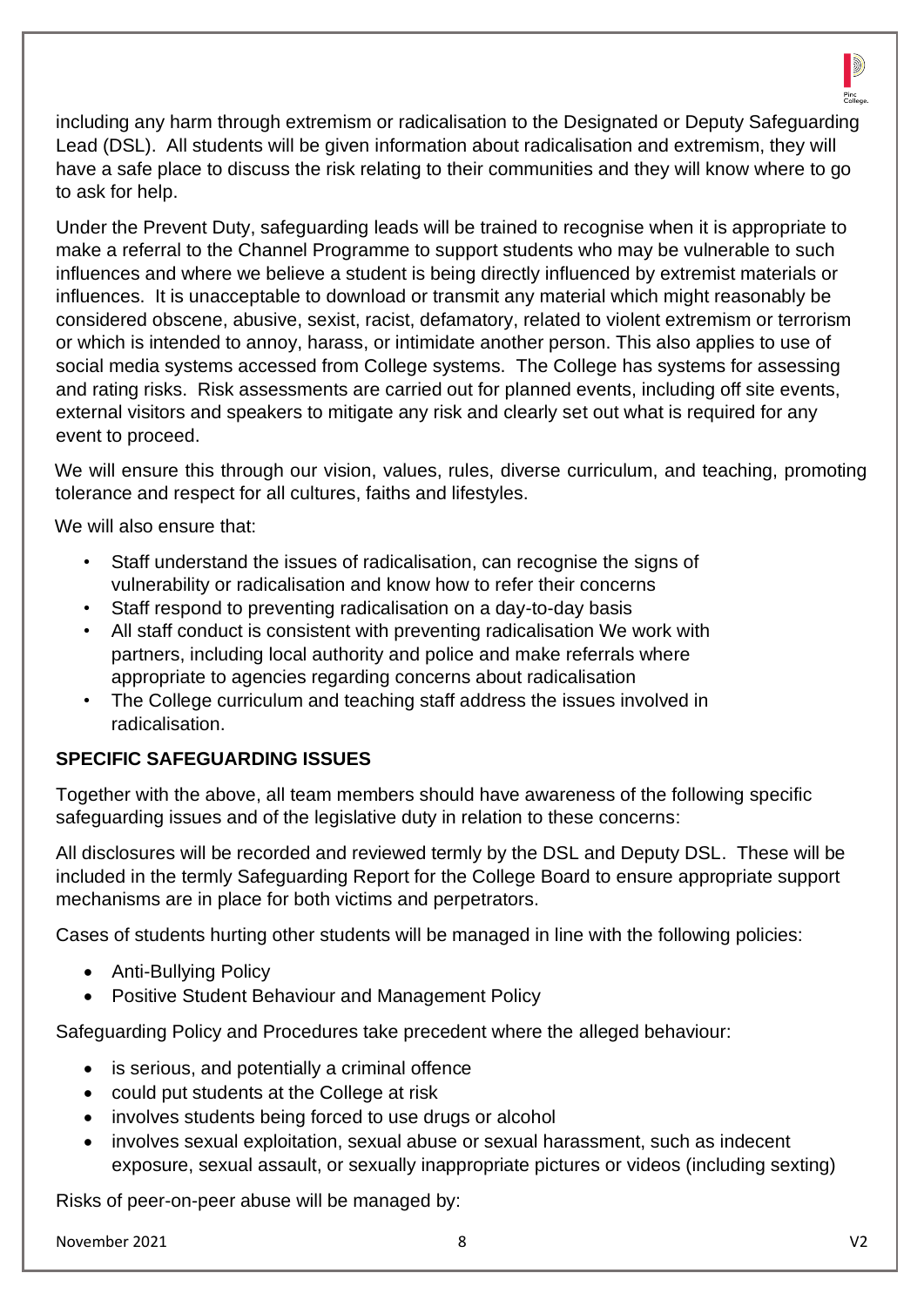including any harm through extremism or radicalisation to the Designated or Deputy Safeguarding Lead (DSL). All students will be given information about radicalisation and extremism, they will have a safe place to discuss the risk relating to their communities and they will know where to go to ask for help.

Under the Prevent Duty, safeguarding leads will be trained to recognise when it is appropriate to make a referral to the Channel Programme to support students who may be vulnerable to such influences and where we believe a student is being directly influenced by extremist materials or influences. It is unacceptable to download or transmit any material which might reasonably be considered obscene, abusive, sexist, racist, defamatory, related to violent extremism or terrorism or which is intended to annoy, harass, or intimidate another person. This also applies to use of social media systems accessed from College systems. The College has systems for assessing and rating risks. Risk assessments are carried out for planned events, including off site events, external visitors and speakers to mitigate any risk and clearly set out what is required for any event to proceed.

We will ensure this through our vision, values, rules, diverse curriculum, and teaching, promoting tolerance and respect for all cultures, faiths and lifestyles.

We will also ensure that:

- Staff understand the issues of radicalisation, can recognise the signs of vulnerability or radicalisation and know how to refer their concerns
- Staff respond to preventing radicalisation on a day-to-day basis
- All staff conduct is consistent with preventing radicalisation We work with partners, including local authority and police and make referrals where appropriate to agencies regarding concerns about radicalisation
- The College curriculum and teaching staff address the issues involved in radicalisation.

**SPECIFIC SAFEGUARDING ISSUES**

Together with the above, all team members should have awareness of the following specific safeguarding issues and of the legislative duty in relation to these concerns:

All disclosures will be recorded and reviewed termly by the DSL and Deputy DSL. These will be included in the termly Safeguarding Report for the College Board to ensure appropriate support mechanisms are in place for both victims and perpetrators.

Cases of students hurting other students will be managed in line with the following policies:

- Anti-Bullying Policy
- Positive Student Behaviour and Management Policy

Safeguarding Policy and Procedures take precedent where the alleged behaviour:

- is serious, and potentially a criminal offence
- could put students at the College at risk
- involves students being forced to use drugs or alcohol
- involves sexual exploitation, sexual abuse or sexual harassment, such as indecent exposure, sexual assault, or sexually inappropriate pictures or videos (including sexting)

Risks of peer-on-peer abuse will be managed by: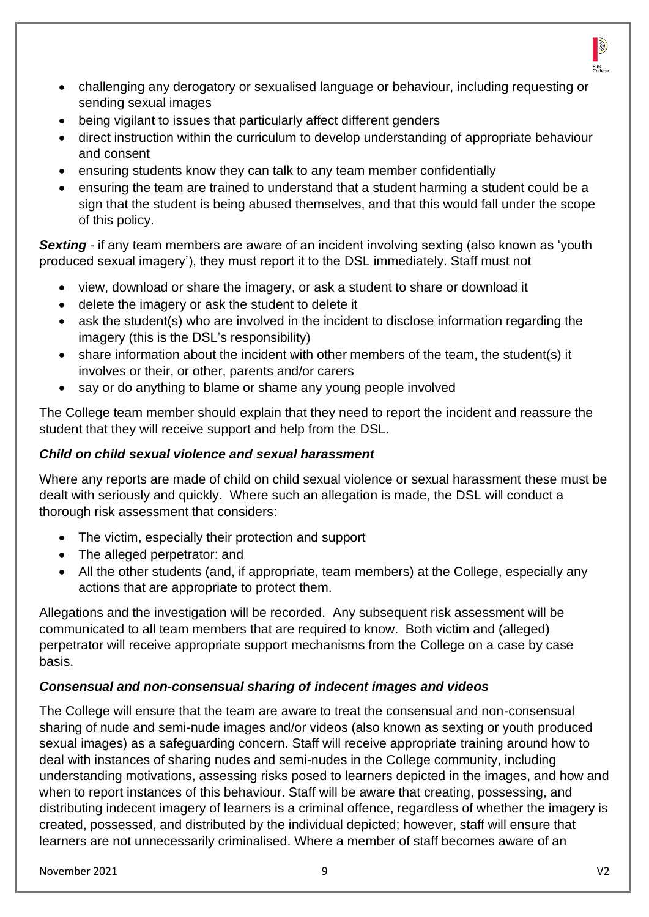- challenging any derogatory or sexualised language or behaviour, including requesting or sending sexual images
- being vigilant to issues that particularly affect different genders
- direct instruction within the curriculum to develop understanding of appropriate behaviour and consent
- ensuring students know they can talk to any team member confidentially
- ensuring the team are trained to understand that a student harming a student could be a sign that the student is being abused themselves, and that this would fall under the scope of this policy.

***Sexting*** - if any team members are aware of an incident involving sexting (also known as 'youth produced sexual imagery'), they must report it to the DSL immediately. Staff must not

- view, download or share the imagery, or ask a student to share or download it
- delete the imagery or ask the student to delete it
- ask the student(s) who are involved in the incident to disclose information regarding the imagery (this is the DSL's responsibility)
- share information about the incident with other members of the team, the student(s) it involves or their, or other, parents and/or carers
- say or do anything to blame or shame any young people involved

The College team member should explain that they need to report the incident and reassure the student that they will receive support and help from the DSL.

### *Child on child sexual violence and sexual harassment*

Where any reports are made of child on child sexual violence or sexual harassment these must be dealt with seriously and quickly. Where such an allegation is made, the DSL will conduct a thorough risk assessment that considers:

- The victim, especially their protection and support
- The alleged perpetrator: and
- All the other students (and, if appropriate, team members) at the College, especially any actions that are appropriate to protect them.

Allegations and the investigation will be recorded. Any subsequent risk assessment will be communicated to all team members that are required to know. Both victim and (alleged) perpetrator will receive appropriate support mechanisms from the College on a case by case basis.

### *Consensual and non-consensual sharing of indecent images and videos*

The College will ensure that the team are aware to treat the consensual and non-consensual sharing of nude and semi-nude images and/or videos (also known as sexting or youth produced sexual images) as a safeguarding concern. Staff will receive appropriate training around how to deal with instances of sharing nudes and semi-nudes in the College community, including understanding motivations, assessing risks posed to learners depicted in the images, and how and when to report instances of this behaviour. Staff will be aware that creating, possessing, and distributing indecent imagery of learners is a criminal offence, regardless of whether the imagery is created, possessed, and distributed by the individual depicted; however, staff will ensure that learners are not unnecessarily criminalised. Where a member of staff becomes aware of an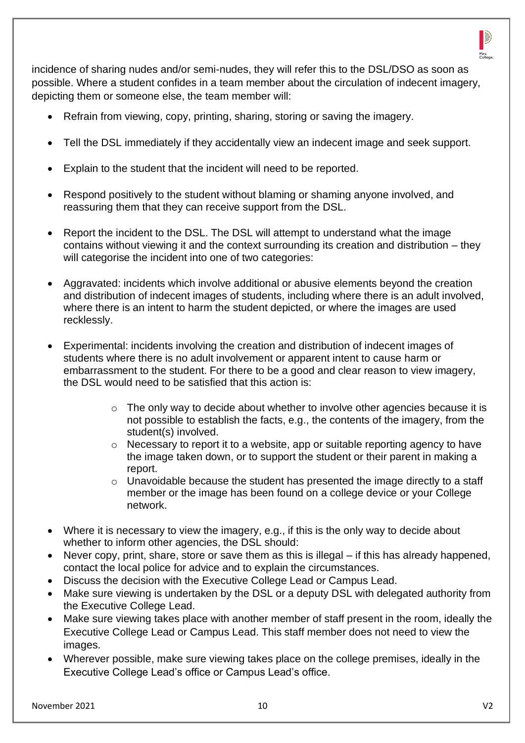incidence of sharing nudes and/or semi-nudes, they will refer this to the DSL/DSO as soon as possible. Where a student confides in a team member about the circulation of indecent imagery, depicting them or someone else, the team member will:

- Refrain from viewing, copy, printing, sharing, storing or saving the imagery.

- Tell the DSL immediately if they accidentally view an indecent image and seek support.

- Explain to the student that the incident will need to be reported.

- Respond positively to the student without blaming or shaming anyone involved, and reassuring them that they can receive support from the DSL.

- Report the incident to the DSL. The DSL will attempt to understand what the image contains without viewing it and the context surrounding its creation and distribution – they will categorise the incident into one of two categories:

- Aggravated: incidents which involve additional or abusive elements beyond the creation and distribution of indecent images of students, including where there is an adult involved, where there is an intent to harm the student depicted, or where the images are used recklessly.

- Experimental: incidents involving the creation and distribution of indecent images of students where there is no adult involvement or apparent intent to cause harm or embarrassment to the student. For there to be a good and clear reason to view imagery, the DSL would need to be satisfied that this action is:

    - The only way to decide about whether to involve other agencies because it is not possible to establish the facts, e.g., the contents of the imagery, from the student(s) involved.
    - Necessary to report it to a website, app or suitable reporting agency to have the image taken down, or to support the student or their parent in making a report.
    - Unavoidable because the student has presented the image directly to a staff member or the image has been found on a college device or your College network.

- Where it is necessary to view the imagery, e.g., if this is the only way to decide about whether to inform other agencies, the DSL should:
- Never copy, print, share, store or save them as this is illegal – if this has already happened, contact the local police for advice and to explain the circumstances.
- Discuss the decision with the Executive College Lead or Campus Lead.
- Make sure viewing is undertaken by the DSL or a deputy DSL with delegated authority from the Executive College Lead.
- Make sure viewing takes place with another member of staff present in the room, ideally the Executive College Lead or Campus Lead. This staff member does not need to view the images.
- Wherever possible, make sure viewing takes place on the college premises, ideally in the Executive College Lead's office or Campus Lead's office.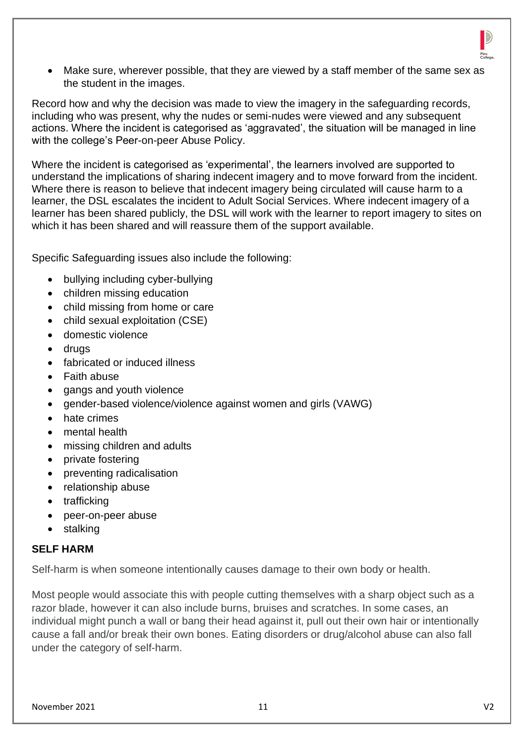- Make sure, wherever possible, that they are viewed by a staff member of the same sex as the student in the images.

Record how and why the decision was made to view the imagery in the safeguarding records, including who was present, why the nudes or semi-nudes were viewed and any subsequent actions. Where the incident is categorised as 'aggravated', the situation will be managed in line with the college's Peer-on-peer Abuse Policy.

Where the incident is categorised as 'experimental', the learners involved are supported to understand the implications of sharing indecent imagery and to move forward from the incident. Where there is reason to believe that indecent imagery being circulated will cause harm to a learner, the DSL escalates the incident to Adult Social Services. Where indecent imagery of a learner has been shared publicly, the DSL will work with the learner to report imagery to sites on which it has been shared and will reassure them of the support available.

Specific Safeguarding issues also include the following:

- bullying including cyber-bullying
- children missing education
- child missing from home or care
- child sexual exploitation (CSE)
- domestic violence
- drugs
- fabricated or induced illness
- Faith abuse
- gangs and youth violence
- gender-based violence/violence against women and girls (VAWG)
- hate crimes
- mental health
- missing children and adults
- private fostering
- preventing radicalisation
- relationship abuse
- trafficking
- peer-on-peer abuse
- stalking

**SELF HARM**

Self-harm is when someone intentionally causes damage to their own body or health.

Most people would associate this with people cutting themselves with a sharp object such as a razor blade, however it can also include burns, bruises and scratches. In some cases, an individual might punch a wall or bang their head against it, pull out their own hair or intentionally cause a fall and/or break their own bones. Eating disorders or drug/alcohol abuse can also fall under the category of self-harm.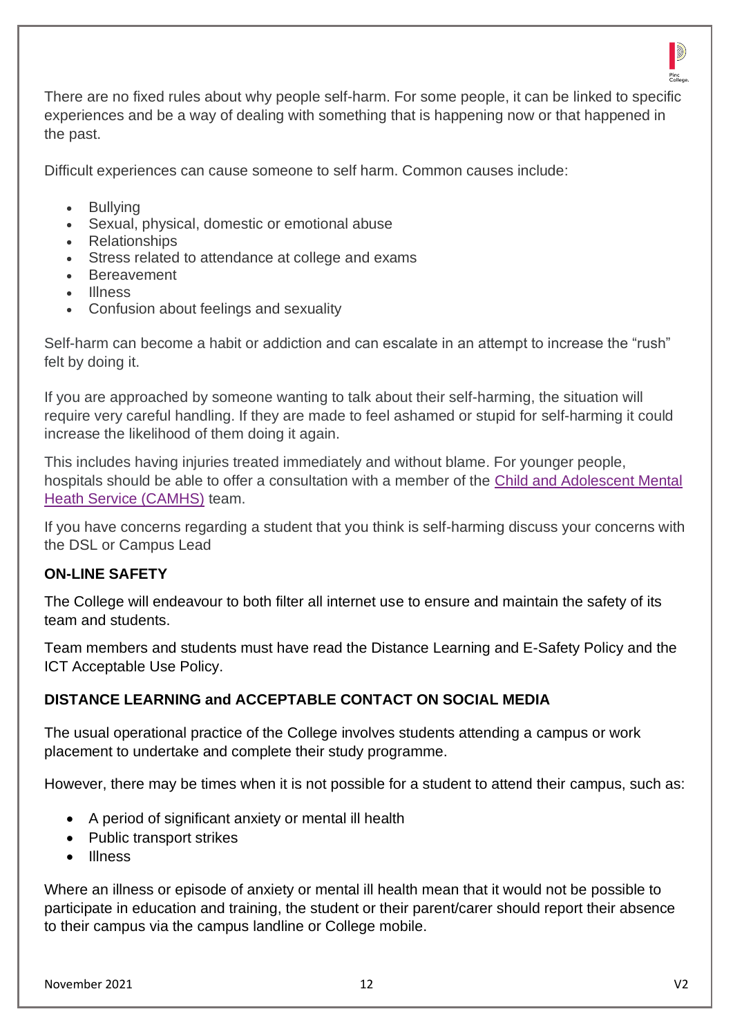There are no fixed rules about why people self-harm. For some people, it can be linked to specific experiences and be a way of dealing with something that is happening now or that happened in the past.

Difficult experiences can cause someone to self harm. Common causes include:

- Bullying
- Sexual, physical, domestic or emotional abuse
- Relationships
- Stress related to attendance at college and exams
- Bereavement
- Illness
- Confusion about feelings and sexuality

Self-harm can become a habit or addiction and can escalate in an attempt to increase the "rush" felt by doing it.

If you are approached by someone wanting to talk about their self-harming, the situation will require very careful handling. If they are made to feel ashamed or stupid for self-harming it could increase the likelihood of them doing it again.

This includes having injuries treated immediately and without blame. For younger people, hospitals should be able to offer a consultation with a member of the Child and Adolescent Mental Heath Service (CAMHS) team.

If you have concerns regarding a student that you think is self-harming discuss your concerns with the DSL or Campus Lead

**ON-LINE SAFETY**

The College will endeavour to both filter all internet use to ensure and maintain the safety of its team and students.

Team members and students must have read the Distance Learning and E-Safety Policy and the ICT Acceptable Use Policy.

**DISTANCE LEARNING and ACCEPTABLE CONTACT ON SOCIAL MEDIA**

The usual operational practice of the College involves students attending a campus or work placement to undertake and complete their study programme.

However, there may be times when it is not possible for a student to attend their campus, such as:

- A period of significant anxiety or mental ill health
- Public transport strikes
- Illness

Where an illness or episode of anxiety or mental ill health mean that it would not be possible to participate in education and training, the student or their parent/carer should report their absence to their campus via the campus landline or College mobile.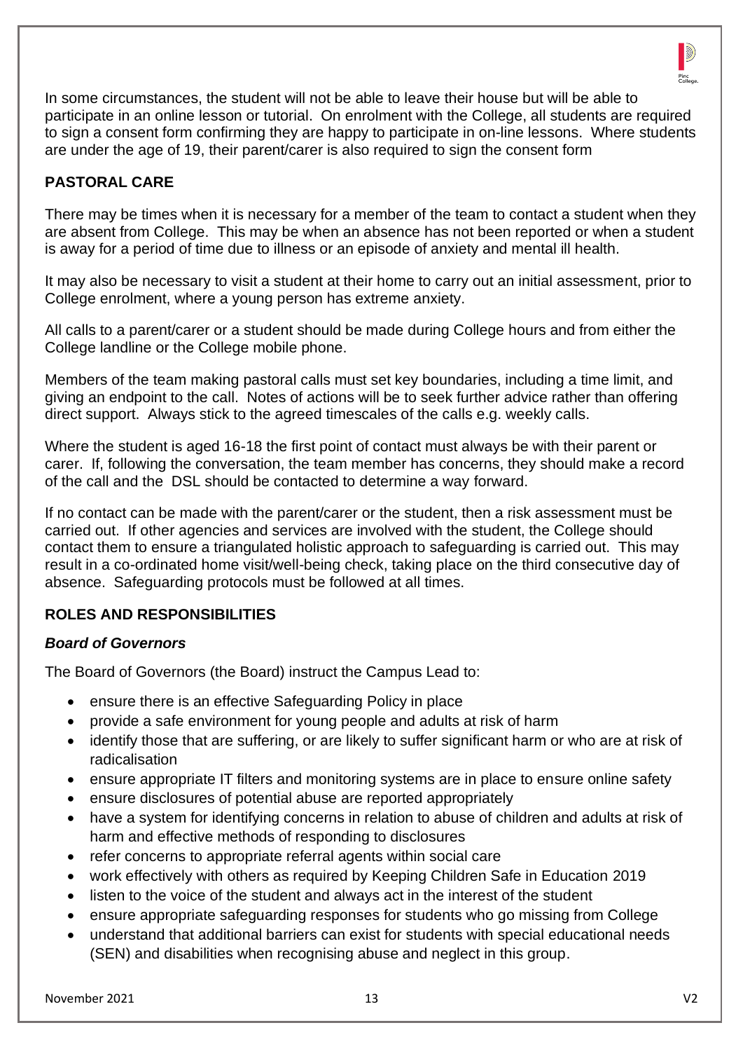In some circumstances, the student will not be able to leave their house but will be able to participate in an online lesson or tutorial. On enrolment with the College, all students are required to sign a consent form confirming they are happy to participate in on-line lessons. Where students are under the age of 19, their parent/carer is also required to sign the consent form

## PASTORAL CARE

There may be times when it is necessary for a member of the team to contact a student when they are absent from College. This may be when an absence has not been reported or when a student is away for a period of time due to illness or an episode of anxiety and mental ill health.

It may also be necessary to visit a student at their home to carry out an initial assessment, prior to College enrolment, where a young person has extreme anxiety.

All calls to a parent/carer or a student should be made during College hours and from either the College landline or the College mobile phone.

Members of the team making pastoral calls must set key boundaries, including a time limit, and giving an endpoint to the call. Notes of actions will be to seek further advice rather than offering direct support. Always stick to the agreed timescales of the calls e.g. weekly calls.

Where the student is aged 16-18 the first point of contact must always be with their parent or carer. If, following the conversation, the team member has concerns, they should make a record of the call and the DSL should be contacted to determine a way forward.

If no contact can be made with the parent/carer or the student, then a risk assessment must be carried out. If other agencies and services are involved with the student, the College should contact them to ensure a triangulated holistic approach to safeguarding is carried out. This may result in a co-ordinated home visit/well-being check, taking place on the third consecutive day of absence. Safeguarding protocols must be followed at all times.

## ROLES AND RESPONSIBILITIES

### *Board of Governors*

The Board of Governors (the Board) instruct the Campus Lead to:

- ensure there is an effective Safeguarding Policy in place
- provide a safe environment for young people and adults at risk of harm
- identify those that are suffering, or are likely to suffer significant harm or who are at risk of radicalisation
- ensure appropriate IT filters and monitoring systems are in place to ensure online safety
- ensure disclosures of potential abuse are reported appropriately
- have a system for identifying concerns in relation to abuse of children and adults at risk of harm and effective methods of responding to disclosures
- refer concerns to appropriate referral agents within social care
- work effectively with others as required by Keeping Children Safe in Education 2019
- listen to the voice of the student and always act in the interest of the student
- ensure appropriate safeguarding responses for students who go missing from College
- understand that additional barriers can exist for students with special educational needs (SEN) and disabilities when recognising abuse and neglect in this group.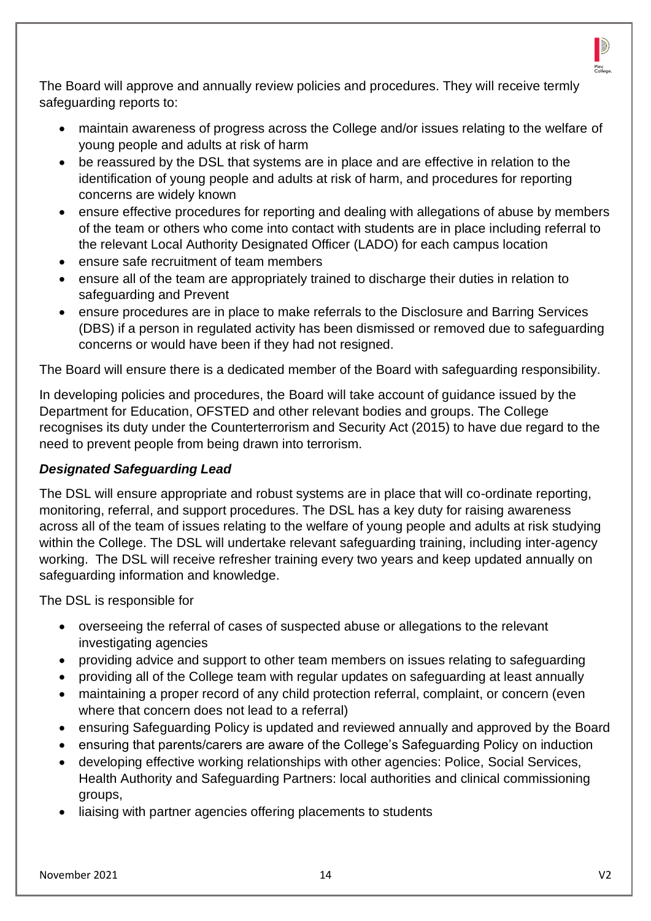The Board will approve and annually review policies and procedures. They will receive termly safeguarding reports to:

- maintain awareness of progress across the College and/or issues relating to the welfare of young people and adults at risk of harm
- be reassured by the DSL that systems are in place and are effective in relation to the identification of young people and adults at risk of harm, and procedures for reporting concerns are widely known
- ensure effective procedures for reporting and dealing with allegations of abuse by members of the team or others who come into contact with students are in place including referral to the relevant Local Authority Designated Officer (LADO) for each campus location
- ensure safe recruitment of team members
- ensure all of the team are appropriately trained to discharge their duties in relation to safeguarding and Prevent
- ensure procedures are in place to make referrals to the Disclosure and Barring Services (DBS) if a person in regulated activity has been dismissed or removed due to safeguarding concerns or would have been if they had not resigned.

The Board will ensure there is a dedicated member of the Board with safeguarding responsibility.

In developing policies and procedures, the Board will take account of guidance issued by the Department for Education, OFSTED and other relevant bodies and groups. The College recognises its duty under the Counterterrorism and Security Act (2015) to have due regard to the need to prevent people from being drawn into terrorism.

### *Designated Safeguarding Lead*

The DSL will ensure appropriate and robust systems are in place that will co-ordinate reporting, monitoring, referral, and support procedures. The DSL has a key duty for raising awareness across all of the team of issues relating to the welfare of young people and adults at risk studying within the College. The DSL will undertake relevant safeguarding training, including inter-agency working. The DSL will receive refresher training every two years and keep updated annually on safeguarding information and knowledge.

The DSL is responsible for

- overseeing the referral of cases of suspected abuse or allegations to the relevant investigating agencies
- providing advice and support to other team members on issues relating to safeguarding
- providing all of the College team with regular updates on safeguarding at least annually
- maintaining a proper record of any child protection referral, complaint, or concern (even where that concern does not lead to a referral)
- ensuring Safeguarding Policy is updated and reviewed annually and approved by the Board
- ensuring that parents/carers are aware of the College's Safeguarding Policy on induction
- developing effective working relationships with other agencies: Police, Social Services, Health Authority and Safeguarding Partners: local authorities and clinical commissioning groups,
- liaising with partner agencies offering placements to students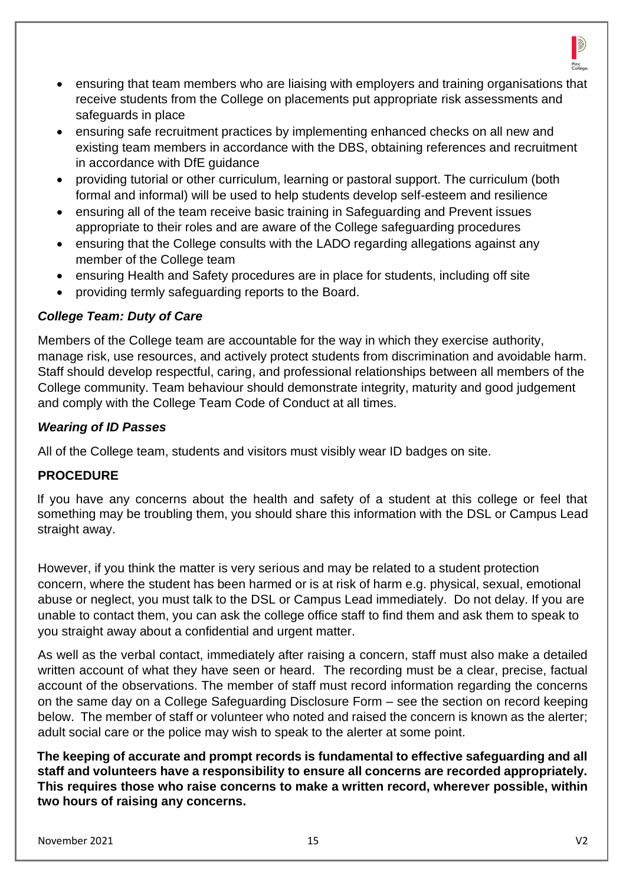- ensuring that team members who are liaising with employers and training organisations that receive students from the College on placements put appropriate risk assessments and safeguards in place
- ensuring safe recruitment practices by implementing enhanced checks on all new and existing team members in accordance with the DBS, obtaining references and recruitment in accordance with DfE guidance
- providing tutorial or other curriculum, learning or pastoral support. The curriculum (both formal and informal) will be used to help students develop self-esteem and resilience
- ensuring all of the team receive basic training in Safeguarding and Prevent issues appropriate to their roles and are aware of the College safeguarding procedures
- ensuring that the College consults with the LADO regarding allegations against any member of the College team
- ensuring Health and Safety procedures are in place for students, including off site
- providing termly safeguarding reports to the Board.

***College Team: Duty of Care***

Members of the College team are accountable for the way in which they exercise authority, manage risk, use resources, and actively protect students from discrimination and avoidable harm. Staff should develop respectful, caring, and professional relationships between all members of the College community. Team behaviour should demonstrate integrity, maturity and good judgement and comply with the College Team Code of Conduct at all times.

***Wearing of ID Passes***

All of the College team, students and visitors must visibly wear ID badges on site.

**PROCEDURE**

If you have any concerns about the health and safety of a student at this college or feel that something may be troubling them, you should share this information with the DSL or Campus Lead straight away.

However, if you think the matter is very serious and may be related to a student protection concern, where the student has been harmed or is at risk of harm e.g. physical, sexual, emotional abuse or neglect, you must talk to the DSL or Campus Lead immediately. Do not delay. If you are unable to contact them, you can ask the college office staff to find them and ask them to speak to you straight away about a confidential and urgent matter.

As well as the verbal contact, immediately after raising a concern, staff must also make a detailed written account of what they have seen or heard. The recording must be a clear, precise, factual account of the observations. The member of staff must record information regarding the concerns on the same day on a College Safeguarding Disclosure Form – see the section on record keeping below. The member of staff or volunteer who noted and raised the concern is known as the alerter; adult social care or the police may wish to speak to the alerter at some point.

**The keeping of accurate and prompt records is fundamental to effective safeguarding and all staff and volunteers have a responsibility to ensure all concerns are recorded appropriately. This requires those who raise concerns to make a written record, wherever possible, within two hours of raising any concerns.**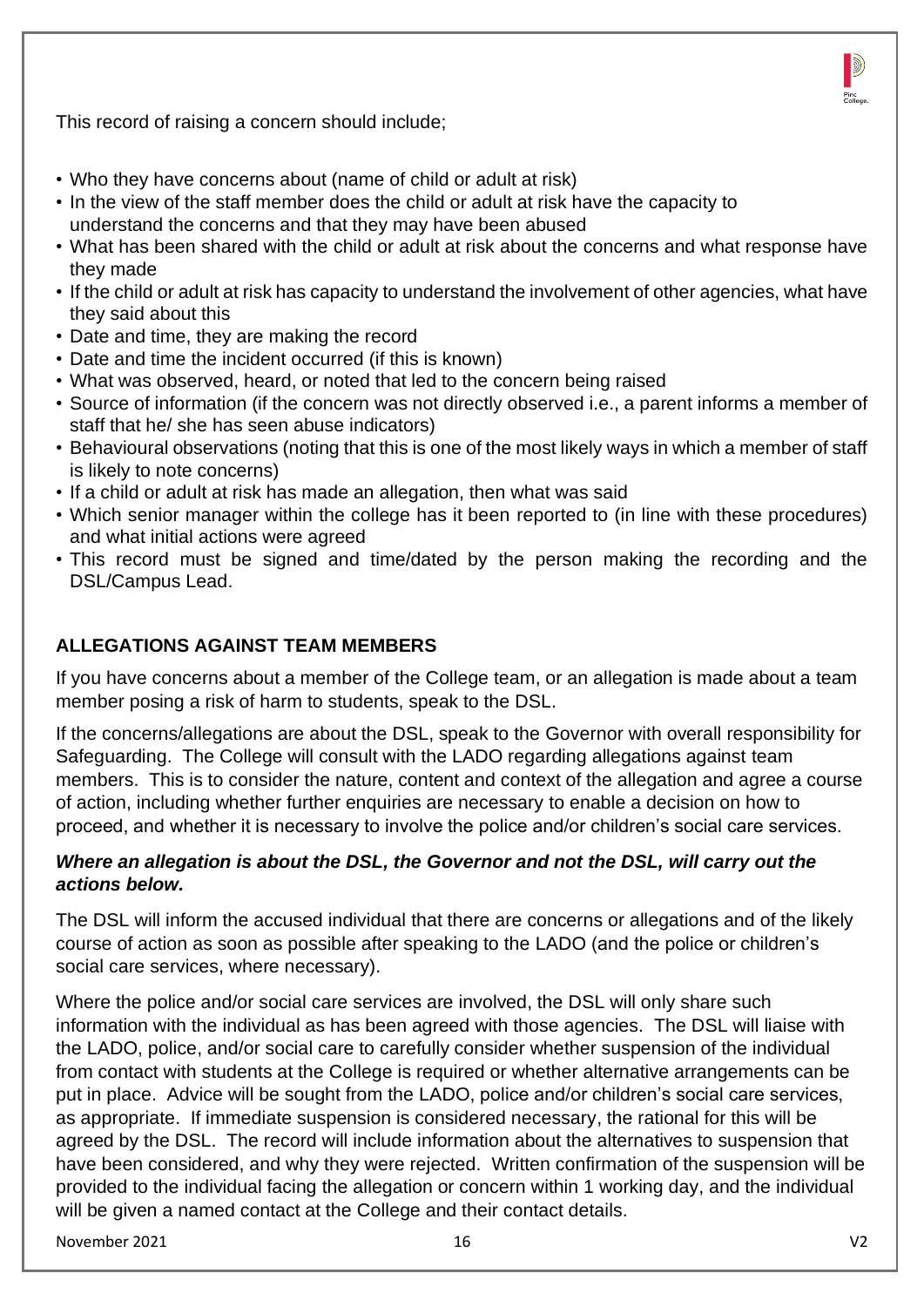This record of raising a concern should include;

- Who they have concerns about (name of child or adult at risk)
- In the view of the staff member does the child or adult at risk have the capacity to understand the concerns and that they may have been abused
- What has been shared with the child or adult at risk about the concerns and what response have they made
- If the child or adult at risk has capacity to understand the involvement of other agencies, what have they said about this
- Date and time, they are making the record
- Date and time the incident occurred (if this is known)
- What was observed, heard, or noted that led to the concern being raised
- Source of information (if the concern was not directly observed i.e., a parent informs a member of staff that he/ she has seen abuse indicators)
- Behavioural observations (noting that this is one of the most likely ways in which a member of staff is likely to note concerns)
- If a child or adult at risk has made an allegation, then what was said
- Which senior manager within the college has it been reported to (in line with these procedures) and what initial actions were agreed
- This record must be signed and time/dated by the person making the recording and the DSL/Campus Lead.

## ALLEGATIONS AGAINST TEAM MEMBERS

If you have concerns about a member of the College team, or an allegation is made about a team member posing a risk of harm to students, speak to the DSL.

If the concerns/allegations are about the DSL, speak to the Governor with overall responsibility for Safeguarding. The College will consult with the LADO regarding allegations against team members. This is to consider the nature, content and context of the allegation and agree a course of action, including whether further enquiries are necessary to enable a decision on how to proceed, and whether it is necessary to involve the police and/or children's social care services.

***Where an allegation is about the DSL, the Governor and not the DSL, will carry out the actions below.***

The DSL will inform the accused individual that there are concerns or allegations and of the likely course of action as soon as possible after speaking to the LADO (and the police or children's social care services, where necessary).

Where the police and/or social care services are involved, the DSL will only share such information with the individual as has been agreed with those agencies. The DSL will liaise with the LADO, police, and/or social care to carefully consider whether suspension of the individual from contact with students at the College is required or whether alternative arrangements can be put in place. Advice will be sought from the LADO, police and/or children's social care services, as appropriate. If immediate suspension is considered necessary, the rational for this will be agreed by the DSL. The record will include information about the alternatives to suspension that have been considered, and why they were rejected. Written confirmation of the suspension will be provided to the individual facing the allegation or concern within 1 working day, and the individual will be given a named contact at the College and their contact details.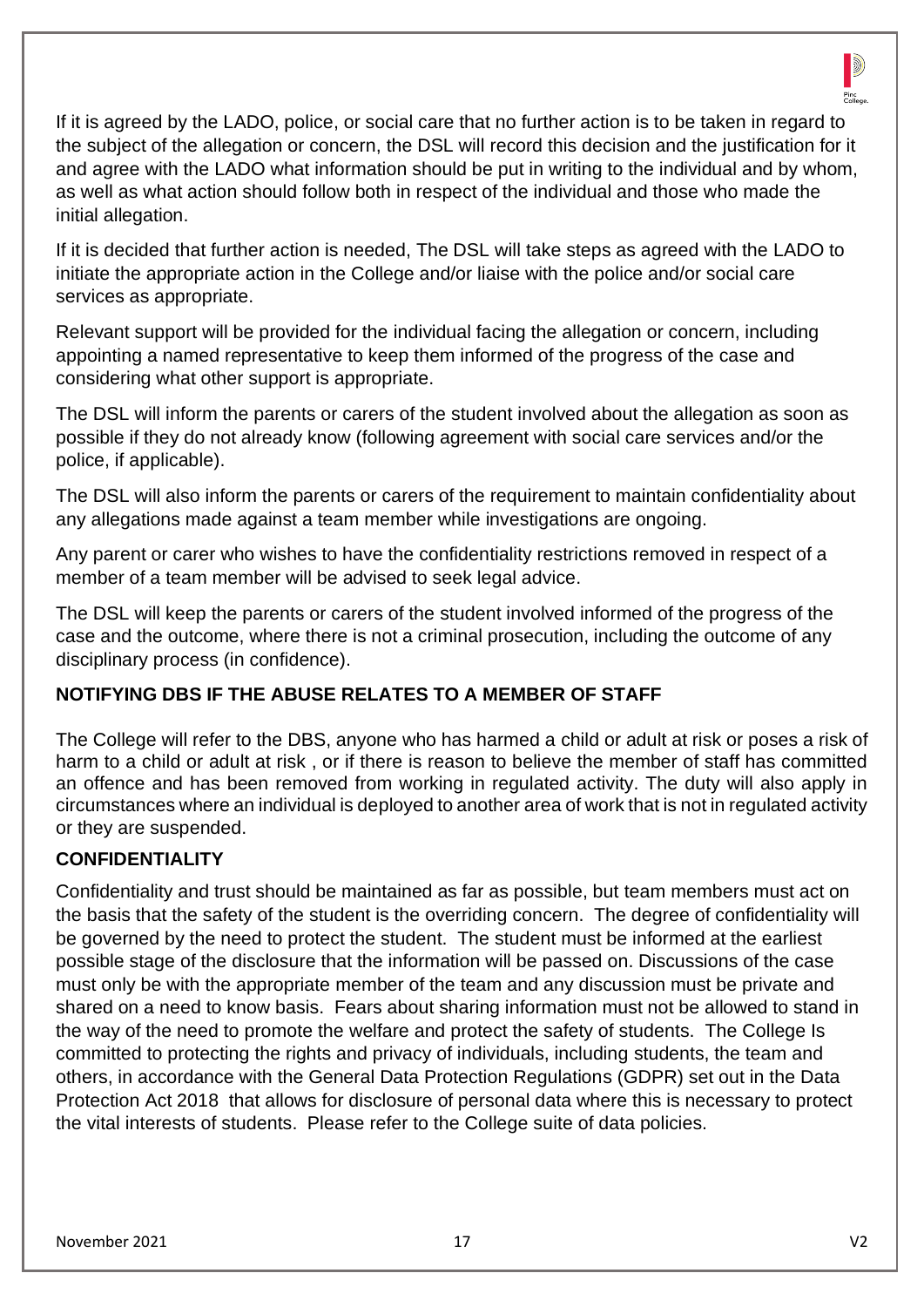If it is agreed by the LADO, police, or social care that no further action is to be taken in regard to the subject of the allegation or concern, the DSL will record this decision and the justification for it and agree with the LADO what information should be put in writing to the individual and by whom, as well as what action should follow both in respect of the individual and those who made the initial allegation.

If it is decided that further action is needed, The DSL will take steps as agreed with the LADO to initiate the appropriate action in the College and/or liaise with the police and/or social care services as appropriate.

Relevant support will be provided for the individual facing the allegation or concern, including appointing a named representative to keep them informed of the progress of the case and considering what other support is appropriate.

The DSL will inform the parents or carers of the student involved about the allegation as soon as possible if they do not already know (following agreement with social care services and/or the police, if applicable).

The DSL will also inform the parents or carers of the requirement to maintain confidentiality about any allegations made against a team member while investigations are ongoing.

Any parent or carer who wishes to have the confidentiality restrictions removed in respect of a member of a team member will be advised to seek legal advice.

The DSL will keep the parents or carers of the student involved informed of the progress of the case and the outcome, where there is not a criminal prosecution, including the outcome of any disciplinary process (in confidence).

**NOTIFYING DBS IF THE ABUSE RELATES TO A MEMBER OF STAFF**

The College will refer to the DBS, anyone who has harmed a child or adult at risk or poses a risk of harm to a child or adult at risk , or if there is reason to believe the member of staff has committed an offence and has been removed from working in regulated activity. The duty will also apply in circumstances where an individual is deployed to another area of work that is not in regulated activity or they are suspended.

**CONFIDENTIALITY**

Confidentiality and trust should be maintained as far as possible, but team members must act on the basis that the safety of the student is the overriding concern. The degree of confidentiality will be governed by the need to protect the student. The student must be informed at the earliest possible stage of the disclosure that the information will be passed on. Discussions of the case must only be with the appropriate member of the team and any discussion must be private and shared on a need to know basis. Fears about sharing information must not be allowed to stand in the way of the need to promote the welfare and protect the safety of students. The College Is committed to protecting the rights and privacy of individuals, including students, the team and others, in accordance with the General Data Protection Regulations (GDPR) set out in the Data Protection Act 2018 that allows for disclosure of personal data where this is necessary to protect the vital interests of students. Please refer to the College suite of data policies.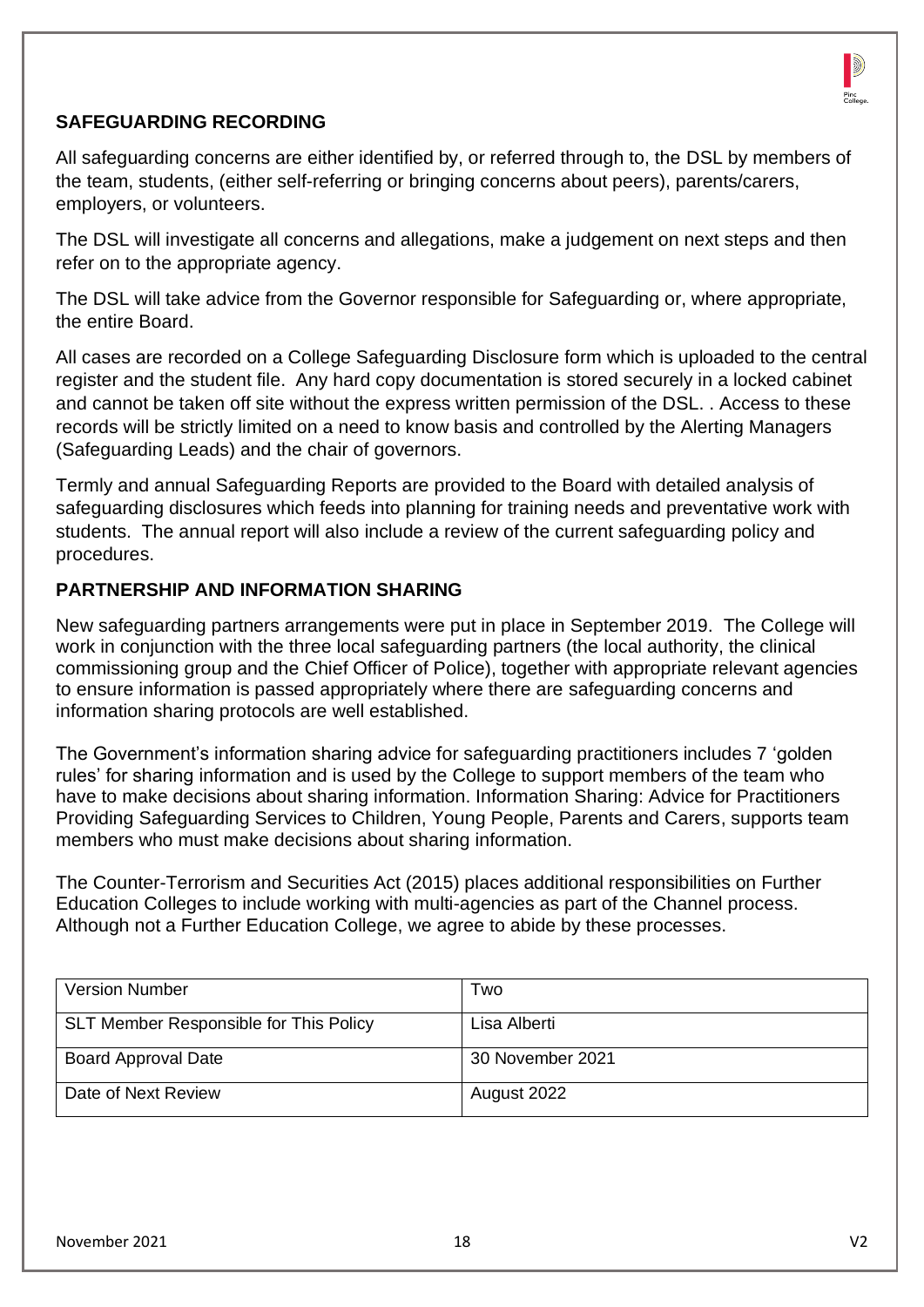## SAFEGUARDING RECORDING

All safeguarding concerns are either identified by, or referred through to, the DSL by members of the team, students, (either self-referring or bringing concerns about peers), parents/carers, employers, or volunteers.

The DSL will investigate all concerns and allegations, make a judgement on next steps and then refer on to the appropriate agency.

The DSL will take advice from the Governor responsible for Safeguarding or, where appropriate, the entire Board.

All cases are recorded on a College Safeguarding Disclosure form which is uploaded to the central register and the student file. Any hard copy documentation is stored securely in a locked cabinet and cannot be taken off site without the express written permission of the DSL. . Access to these records will be strictly limited on a need to know basis and controlled by the Alerting Managers (Safeguarding Leads) and the chair of governors.

Termly and annual Safeguarding Reports are provided to the Board with detailed analysis of safeguarding disclosures which feeds into planning for training needs and preventative work with students. The annual report will also include a review of the current safeguarding policy and procedures.

## PARTNERSHIP AND INFORMATION SHARING

New safeguarding partners arrangements were put in place in September 2019. The College will work in conjunction with the three local safeguarding partners (the local authority, the clinical commissioning group and the Chief Officer of Police), together with appropriate relevant agencies to ensure information is passed appropriately where there are safeguarding concerns and information sharing protocols are well established.

The Government's information sharing advice for safeguarding practitioners includes 7 'golden rules' for sharing information and is used by the College to support members of the team who have to make decisions about sharing information. Information Sharing: Advice for Practitioners Providing Safeguarding Services to Children, Young People, Parents and Carers, supports team members who must make decisions about sharing information.

The Counter-Terrorism and Securities Act (2015) places additional responsibilities on Further Education Colleges to include working with multi-agencies as part of the Channel process. Although not a Further Education College, we agree to abide by these processes.

| | |
|---|---|
| Version Number | Two |
| SLT Member Responsible for This Policy | Lisa Alberti |
| Board Approval Date | 30 November 2021 |
| Date of Next Review | August 2022 |